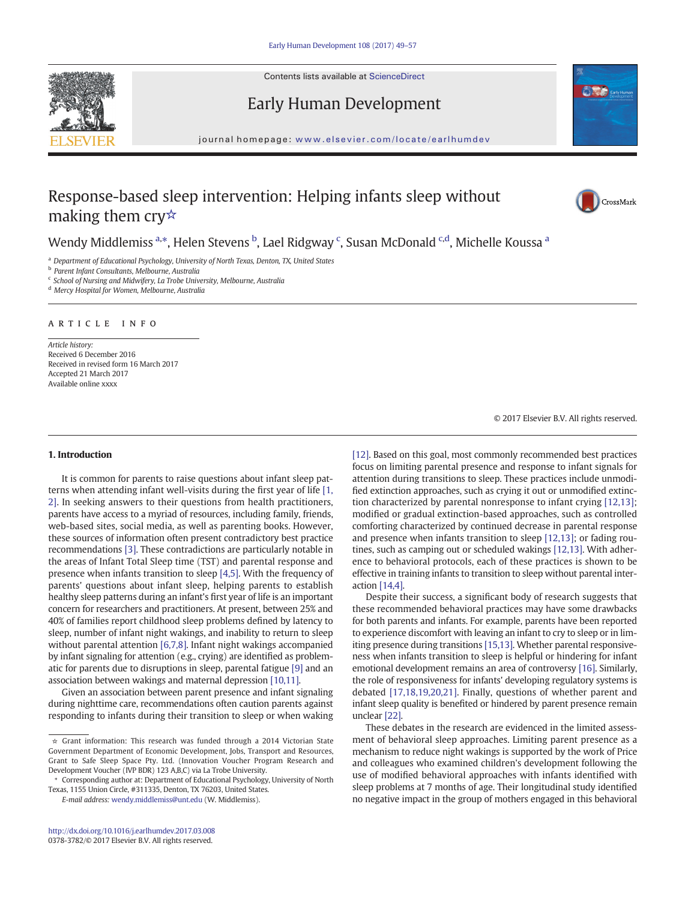Contents lists available at ScienceDirect

# Early Human Development

journal homepage: www.elsevier.com/locate/earlhumdev

# Response-based sleep intervention: Helping infants sleep without making them cry☆

Wendy Middlemiss [a,*], Helen Stevens [b], Lael Ridgway [c], Susan McDonald [c,d], Michelle Koussa [a]

[a] Department of Educational Psychology, University of North Texas, Denton, TX, United States
[b] Parent Infant Consultants, Melbourne, Australia
[c] School of Nursing and Midwifery, La Trobe University, Melbourne, Australia
[d] Mercy Hospital for Women, Melbourne, Australia

ARTICLE INFO

*Article history:*
Received 6 December 2016
Received in revised form 16 March 2017
Accepted 21 March 2017
Available online xxxx

© 2017 Elsevier B.V. All rights reserved.

## 1. Introduction

It is common for parents to raise questions about infant sleep patterns when attending infant well-visits during the first year of life [1,2]. In seeking answers to their questions from health practitioners, parents have access to a myriad of resources, including family, friends, web-based sites, social media, as well as parenting books. However, these sources of information often present contradictory best practice recommendations [3]. These contradictions are particularly notable in the areas of Infant Total Sleep time (TST) and parental response and presence when infants transition to sleep [4,5]. With the frequency of parents' questions about infant sleep, helping parents to establish healthy sleep patterns during an infant's first year of life is an important concern for researchers and practitioners. At present, between 25% and 40% of families report childhood sleep problems defined by latency to sleep, number of infant night wakings, and inability to return to sleep without parental attention [6,7,8]. Infant night wakings accompanied by infant signaling for attention (e.g., crying) are identified as problematic for parents due to disruptions in sleep, parental fatigue [9] and an association between wakings and maternal depression [10,11].

Given an association between parent presence and infant signaling during nighttime care, recommendations often caution parents against responding to infants during their transition to sleep or when waking [12]. Based on this goal, most commonly recommended best practices focus on limiting parental presence and response to infant signals for attention during transitions to sleep. These practices include unmodified extinction approaches, such as crying it out or unmodified extinction characterized by parental nonresponse to infant crying [12,13]; modified or gradual extinction-based approaches, such as controlled comforting characterized by continued decrease in parental response and presence when infants transition to sleep [12,13]; or fading routines, such as camping out or scheduled wakings [12,13]. With adherence to behavioral protocols, each of these practices is shown to be effective in training infants to transition to sleep without parental interaction [14,4].

Despite their success, a significant body of research suggests that these recommended behavioral practices may have some drawbacks for both parents and infants. For example, parents have been reported to experience discomfort with leaving an infant to cry to sleep or in limiting presence during transitions [15,13]. Whether parental responsiveness when infants transition to sleep is helpful or hindering for infant emotional development remains an area of controversy [16]. Similarly, the role of responsiveness for infants' developing regulatory systems is debated [17,18,19,20,21]. Finally, questions of whether parent and infant sleep quality is benefited or hindered by parent presence remain unclear [22].

These debates in the research are evidenced in the limited assessment of behavioral sleep approaches. Limiting parent presence as a mechanism to reduce night wakings is supported by the work of Price and colleagues who examined children's development following the use of modified behavioral approaches with infants identified with sleep problems at 7 months of age. Their longitudinal study identified no negative impact in the group of mothers engaged in this behavioral

☆ Grant information: This research was funded through a 2014 Victorian State Government Department of Economic Development, Jobs, Transport and Resources, Grant to Safe Sleep Space Pty. Ltd. (Innovation Voucher Program Research and Development Voucher (IVP BDR) 123 A,B,C) via La Trobe University.

\* Corresponding author at: Department of Educational Psychology, University of North Texas, 1155 Union Circle, #311335, Denton, TX 76203, United States.

*E-mail address:* wendy.middlemiss@unt.edu (W. Middlemiss).

http://dx.doi.org/10.1016/j.earlhumdev.2017.03.008
0378-3782/© 2017 Elsevier B.V. All rights reserved.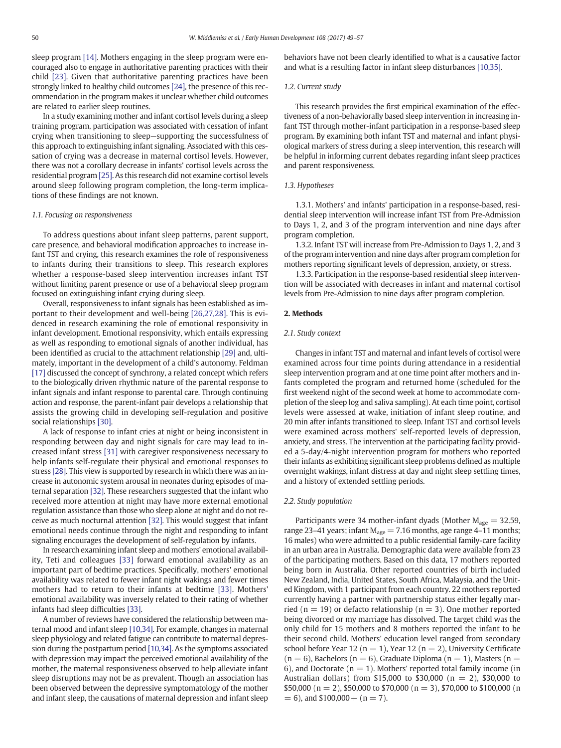sleep program [14]. Mothers engaging in the sleep program were encouraged also to engage in authoritative parenting practices with their child [23]. Given that authoritative parenting practices have been strongly linked to healthy child outcomes [24], the presence of this recommendation in the program makes it unclear whether child outcomes are related to earlier sleep routines.

In a study examining mother and infant cortisol levels during a sleep training program, participation was associated with cessation of infant crying when transitioning to sleep—supporting the successfulness of this approach to extinguishing infant signaling. Associated with this cessation of crying was a decrease in maternal cortisol levels. However, there was not a corollary decrease in infants' cortisol levels across the residential program [25]. As this research did not examine cortisol levels around sleep following program completion, the long-term implications of these findings are not known.

### 1.1. Focusing on responsiveness

To address questions about infant sleep patterns, parent support, care presence, and behavioral modification approaches to increase infant TST and crying, this research examines the role of responsiveness to infants during their transitions to sleep. This research explores whether a response-based sleep intervention increases infant TST without limiting parent presence or use of a behavioral sleep program focused on extinguishing infant crying during sleep.

Overall, responsiveness to infant signals has been established as important to their development and well-being [26,27,28]. This is evidenced in research examining the role of emotional responsivity in infant development. Emotional responsivity, which entails expressing as well as responding to emotional signals of another individual, has been identified as crucial to the attachment relationship [29] and, ultimately, important in the development of a child's autonomy. Feldman [17] discussed the concept of synchrony, a related concept which refers to the biologically driven rhythmic nature of the parental response to infant signals and infant response to parental care. Through continuing action and response, the parent-infant pair develops a relationship that assists the growing child in developing self-regulation and positive social relationships [30].

A lack of response to infant cries at night or being inconsistent in responding between day and night signals for care may lead to increased infant stress [31] with caregiver responsiveness necessary to help infants self-regulate their physical and emotional responses to stress [28]. This view is supported by research in which there was an increase in autonomic system arousal in neonates during episodes of maternal separation [32]. These researchers suggested that the infant who received more attention at night may have more external emotional regulation assistance than those who sleep alone at night and do not receive as much nocturnal attention [32]. This would suggest that infant emotional needs continue through the night and responding to infant signaling encourages the development of self-regulation by infants.

In research examining infant sleep and mothers' emotional availability, Teti and colleagues [33] forward emotional availability as an important part of bedtime practices. Specifically, mothers' emotional availability was related to fewer infant night wakings and fewer times mothers had to return to their infants at bedtime [33]. Mothers' emotional availability was inversely related to their rating of whether infants had sleep difficulties [33].

A number of reviews have considered the relationship between maternal mood and infant sleep [10,34]. For example, changes in maternal sleep physiology and related fatigue can contribute to maternal depression during the postpartum period [10,34]. As the symptoms associated with depression may impact the perceived emotional availability of the mother, the maternal responsiveness observed to help alleviate infant sleep disruptions may not be as prevalent. Though an association has been observed between the depressive symptomatology of the mother and infant sleep, the causations of maternal depression and infant sleep behaviors have not been clearly identified to what is a causative factor and what is a resulting factor in infant sleep disturbances [10,35].

### 1.2. Current study

This research provides the first empirical examination of the effectiveness of a non-behaviorally based sleep intervention in increasing infant TST through mother-infant participation in a response-based sleep program. By examining both infant TST and maternal and infant physiological markers of stress during a sleep intervention, this research will be helpful in informing current debates regarding infant sleep practices and parent responsiveness.

### 1.3. Hypotheses

1.3.1. Mothers' and infants' participation in a response-based, residential sleep intervention will increase infant TST from Pre-Admission to Days 1, 2, and 3 of the program intervention and nine days after program completion.

1.3.2. Infant TST will increase from Pre-Admission to Days 1, 2, and 3 of the program intervention and nine days after program completion for mothers reporting significant levels of depression, anxiety, or stress.

1.3.3. Participation in the response-based residential sleep intervention will be associated with decreases in infant and maternal cortisol levels from Pre-Admission to nine days after program completion.

## 2. Methods

### 2.1. Study context

Changes in infant TST and maternal and infant levels of cortisol were examined across four time points during attendance in a residential sleep intervention program and at one time point after mothers and infants completed the program and returned home (scheduled for the first weekend night of the second week at home to accommodate completion of the sleep log and saliva sampling). At each time point, cortisol levels were assessed at wake, initiation of infant sleep routine, and 20 min after infants transitioned to sleep. Infant TST and cortisol levels were examined across mothers' self-reported levels of depression, anxiety, and stress. The intervention at the participating facility provided a 5-day/4-night intervention program for mothers who reported their infants as exhibiting significant sleep problems defined as multiple overnight wakings, infant distress at day and night sleep settling times, and a history of extended settling periods.

### 2.2. Study population

Participants were 34 mother-infant dyads (Mother $M_{age} = 32.59$, range 23–41 years; infant $M_{age} = 7.16$ months, age range 4–11 months; 16 males) who were admitted to a public residential family-care facility in an urban area in Australia. Demographic data were available from 23 of the participating mothers. Based on this data, 17 mothers reported being born in Australia. Other reported countries of birth included New Zealand, India, United States, South Africa, Malaysia, and the United Kingdom, with 1 participant from each country. 22 mothers reported currently having a partner with partnership status either legally married (n = 19) or defacto relationship (n = 3). One mother reported being divorced or my marriage has dissolved. The target child was the only child for 15 mothers and 8 mothers reported the infant to be their second child. Mothers' education level ranged from secondary school before Year 12 (n = 1), Year 12 (n = 2), University Certificate (n = 6), Bachelors (n = 6), Graduate Diploma (n = 1), Masters (n = 6), and Doctorate (n = 1). Mothers' reported total family income (in Australian dollars) from $15,000 to $30,000 (n = 2), $30,000 to $50,000 (n = 2), $50,000 to $70,000 (n = 3), $70,000 to $100,000 (n = 6), and $100,000+ (n = 7).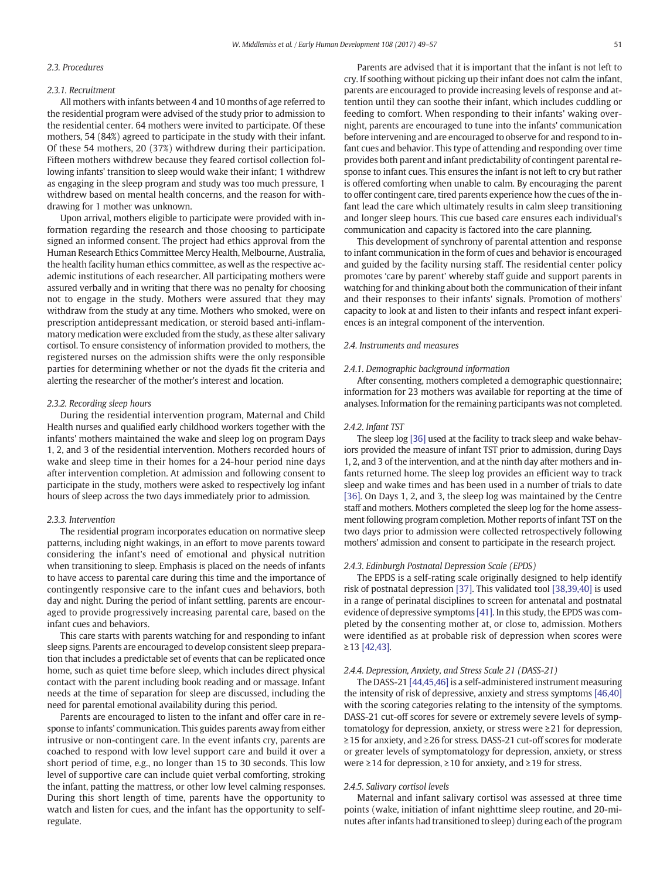### 2.3. Procedures

#### 2.3.1. Recruitment

All mothers with infants between 4 and 10 months of age referred to the residential program were advised of the study prior to admission to the residential center. 64 mothers were invited to participate. Of these mothers, 54 (84%) agreed to participate in the study with their infant. Of these 54 mothers, 20 (37%) withdrew during their participation. Fifteen mothers withdrew because they feared cortisol collection following infants' transition to sleep would wake their infant; 1 withdrew as engaging in the sleep program and study was too much pressure, 1 withdrew based on mental health concerns, and the reason for withdrawing for 1 mother was unknown.

Upon arrival, mothers eligible to participate were provided with information regarding the research and those choosing to participate signed an informed consent. The project had ethics approval from the Human Research Ethics Committee Mercy Health, Melbourne, Australia, the health facility human ethics committee, as well as the respective academic institutions of each researcher. All participating mothers were assured verbally and in writing that there was no penalty for choosing not to engage in the study. Mothers were assured that they may withdraw from the study at any time. Mothers who smoked, were on prescription antidepressant medication, or steroid based anti-inflammatory medication were excluded from the study, as these alter salivary cortisol. To ensure consistency of information provided to mothers, the registered nurses on the admission shifts were the only responsible parties for determining whether or not the dyads fit the criteria and alerting the researcher of the mother's interest and location.

#### 2.3.2. Recording sleep hours

During the residential intervention program, Maternal and Child Health nurses and qualified early childhood workers together with the infants' mothers maintained the wake and sleep log on program Days 1, 2, and 3 of the residential intervention. Mothers recorded hours of wake and sleep time in their homes for a 24-hour period nine days after intervention completion. At admission and following consent to participate in the study, mothers were asked to respectively log infant hours of sleep across the two days immediately prior to admission.

#### 2.3.3. Intervention

The residential program incorporates education on normative sleep patterns, including night wakings, in an effort to move parents toward considering the infant's need of emotional and physical nutrition when transitioning to sleep. Emphasis is placed on the needs of infants to have access to parental care during this time and the importance of contingently responsive care to the infant cues and behaviors, both day and night. During the period of infant settling, parents are encouraged to provide progressively increasing parental care, based on the infant cues and behaviors.

This care starts with parents watching for and responding to infant sleep signs. Parents are encouraged to develop consistent sleep preparation that includes a predictable set of events that can be replicated once home, such as quiet time before sleep, which includes direct physical contact with the parent including book reading and or massage. Infant needs at the time of separation for sleep are discussed, including the need for parental emotional availability during this period.

Parents are encouraged to listen to the infant and offer care in response to infants' communication. This guides parents away from either intrusive or non-contingent care. In the event infants cry, parents are coached to respond with low level support care and build it over a short period of time, e.g., no longer than 15 to 30 seconds. This low level of supportive care can include quiet verbal comforting, stroking the infant, patting the mattress, or other low level calming responses. During this short length of time, parents have the opportunity to watch and listen for cues, and the infant has the opportunity to self-regulate.

Parents are advised that it is important that the infant is not left to cry. If soothing without picking up their infant does not calm the infant, parents are encouraged to provide increasing levels of response and attention until they can soothe their infant, which includes cuddling or feeding to comfort. When responding to their infants' waking overnight, parents are encouraged to tune into the infants' communication before intervening and are encouraged to observe for and respond to infant cues and behavior. This type of attending and responding over time provides both parent and infant predictability of contingent parental response to infant cues. This ensures the infant is not left to cry but rather is offered comforting when unable to calm. By encouraging the parent to offer contingent care, tired parents experience how the cues of the infant lead the care which ultimately results in calm sleep transitioning and longer sleep hours. This cue based care ensures each individual's communication and capacity is factored into the care planning.

This development of synchrony of parental attention and response to infant communication in the form of cues and behavior is encouraged and guided by the facility nursing staff. The residential center policy promotes 'care by parent' whereby staff guide and support parents in watching for and thinking about both the communication of their infant and their responses to their infants' signals. Promotion of mothers' capacity to look at and listen to their infants and respect infant experiences is an integral component of the intervention.

### 2.4. Instruments and measures

#### 2.4.1. Demographic background information

After consenting, mothers completed a demographic questionnaire; information for 23 mothers was available for reporting at the time of analyses. Information for the remaining participants was not completed.

#### 2.4.2. Infant TST

The sleep log [36] used at the facility to track sleep and wake behaviors provided the measure of infant TST prior to admission, during Days 1, 2, and 3 of the intervention, and at the ninth day after mothers and infants returned home. The sleep log provides an efficient way to track sleep and wake times and has been used in a number of trials to date [36]. On Days 1, 2, and 3, the sleep log was maintained by the Centre staff and mothers. Mothers completed the sleep log for the home assessment following program completion. Mother reports of infant TST on the two days prior to admission were collected retrospectively following mothers' admission and consent to participate in the research project.

#### 2.4.3. Edinburgh Postnatal Depression Scale (EPDS)

The EPDS is a self-rating scale originally designed to help identify risk of postnatal depression [37]. This validated tool [38,39,40] is used in a range of perinatal disciplines to screen for antenatal and postnatal evidence of depressive symptoms [41]. In this study, the EPDS was completed by the consenting mother at, or close to, admission. Mothers were identified as at probable risk of depression when scores were ≥13 [42,43].

#### 2.4.4. Depression, Anxiety, and Stress Scale 21 (DASS-21)

The DASS-21 [44,45,46] is a self-administered instrument measuring the intensity of risk of depressive, anxiety and stress symptoms [46,40] with the scoring categories relating to the intensity of the symptoms. DASS-21 cut-off scores for severe or extremely severe levels of symptomatology for depression, anxiety, or stress were ≥21 for depression, ≥15 for anxiety, and ≥26 for stress. DASS-21 cut-off scores for moderate or greater levels of symptomatology for depression, anxiety, or stress were ≥14 for depression, ≥10 for anxiety, and ≥19 for stress.

#### 2.4.5. Salivary cortisol levels

Maternal and infant salivary cortisol was assessed at three time points (wake, initiation of infant nighttime sleep routine, and 20-minutes after infants had transitioned to sleep) during each of the program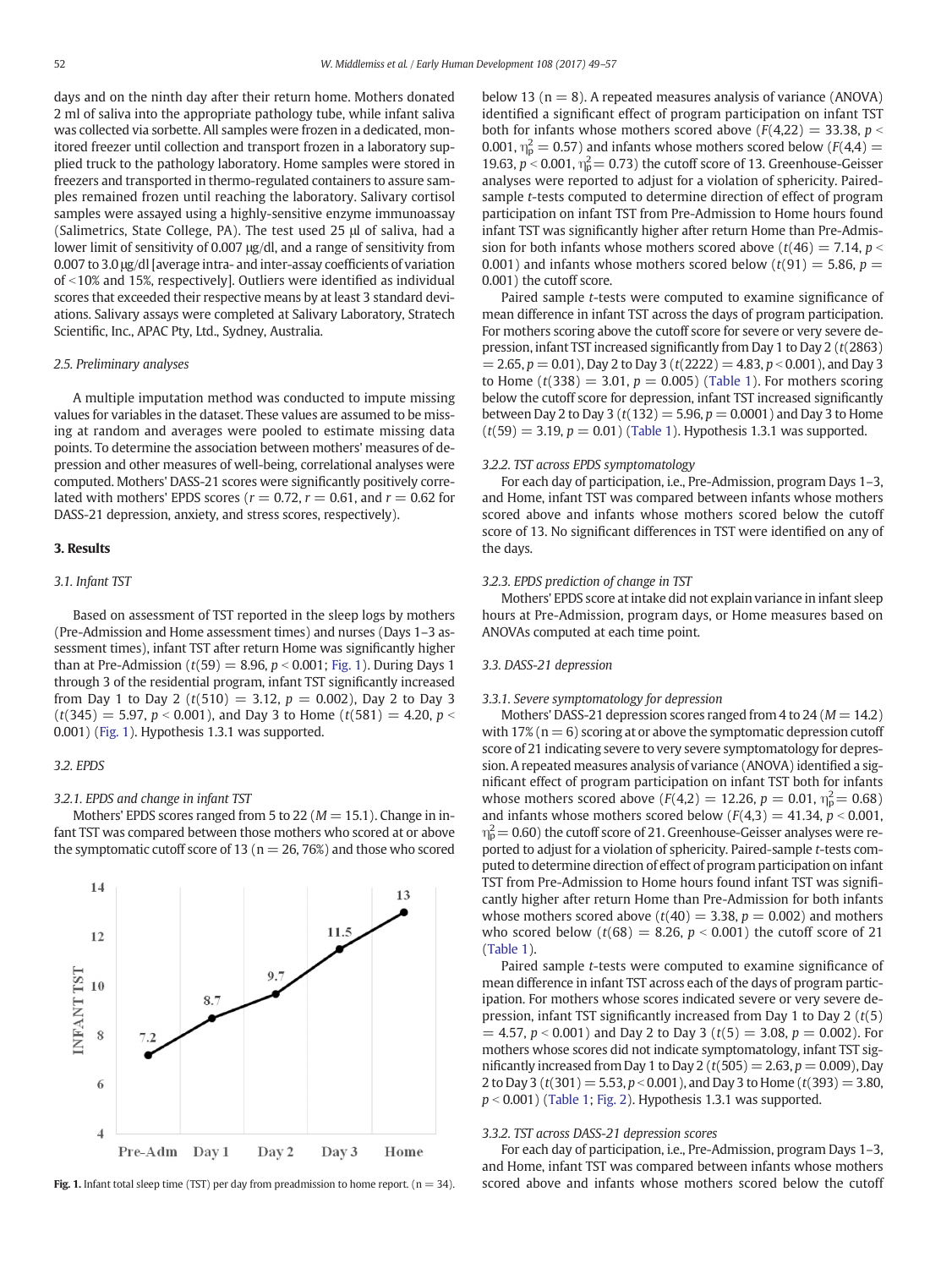days and on the ninth day after their return home. Mothers donated 2 ml of saliva into the appropriate pathology tube, while infant saliva was collected via sorbette. All samples were frozen in a dedicated, monitored freezer until collection and transport frozen in a laboratory supplied truck to the pathology laboratory. Home samples were stored in freezers and transported in thermo-regulated containers to assure samples remained frozen until reaching the laboratory. Salivary cortisol samples were assayed using a highly-sensitive enzyme immunoassay (Salimetrics, State College, PA). The test used 25 μl of saliva, had a lower limit of sensitivity of 0.007 μg/dl, and a range of sensitivity from 0.007 to 3.0 μg/dl [average intra- and inter-assay coefficients of variation of <10% and 15%, respectively]. Outliers were identified as individual scores that exceeded their respective means by at least 3 standard deviations. Salivary assays were completed at Salivary Laboratory, Stratech Scientific, Inc., APAC Pty, Ltd., Sydney, Australia.

### 2.5. Preliminary analyses

A multiple imputation method was conducted to impute missing values for variables in the dataset. These values are assumed to be missing at random and averages were pooled to estimate missing data points. To determine the association between mothers' measures of depression and other measures of well-being, correlational analyses were computed. Mothers' DASS-21 scores were significantly positively correlated with mothers' EPDS scores ($r = 0.72$, $r = 0.61$, and $r = 0.62$ for DASS-21 depression, anxiety, and stress scores, respectively).

## 3. Results

### 3.1. Infant TST

Based on assessment of TST reported in the sleep logs by mothers (Pre-Admission and Home assessment times) and nurses (Days 1–3 assessment times), infant TST after return Home was significantly higher than at Pre-Admission ($t(59) = 8.96$, $p < 0.001$; Fig. 1). During Days 1 through 3 of the residential program, infant TST significantly increased from Day 1 to Day 2 ($t(510) = 3.12$, $p = 0.002$), Day 2 to Day 3 ($t(345) = 5.97$, $p < 0.001$), and Day 3 to Home ($t(581) = 4.20$, $p < 0.001$) (Fig. 1). Hypothesis 1.3.1 was supported.

### 3.2. EPDS

#### 3.2.1. EPDS and change in infant TST

Mothers' EPDS scores ranged from 5 to 22 ($M = 15.1$). Change in infant TST was compared between those mothers who scored at or above the symptomatic cutoff score of 13 (n = 26, 76%) and those who scored below 13 (n = 8). A repeated measures analysis of variance (ANOVA) identified a significant effect of program participation on infant TST both for infants whose mothers scored above ($F(4,22) = 33.38$, $p < 0.001$, $\eta_p^2 = 0.57$) and infants whose mothers scored below ($F(4,4) = 19.63$, $p < 0.001$, $\eta_p^2 = 0.73$) the cutoff score of 13. Greenhouse-Geisser analyses were reported to adjust for a violation of sphericity. Paired-sample $t$-tests computed to determine direction of effect of program participation on infant TST from Pre-Admission to Home hours found infant TST was significantly higher after return Home than Pre-Admission for both infants whose mothers scored above ($t(46) = 7.14$, $p < 0.001$) and infants whose mothers scored below ($t(91) = 5.86$, $p = 0.001$) the cutoff score.

Paired sample $t$-tests were computed to examine significance of mean difference in infant TST across the days of program participation. For mothers scoring above the cutoff score for severe or very severe depression, infant TST increased significantly from Day 1 to Day 2 ($t(2863) = 2.65$, $p = 0.01$), Day 2 to Day 3 ($t(2222) = 4.83$, $p < 0.001$), and Day 3 to Home ($t(338) = 3.01$, $p = 0.005$) (Table 1). For mothers scoring below the cutoff score for depression, infant TST increased significantly between Day 2 to Day 3 ($t(132) = 5.96$, $p = 0.0001$) and Day 3 to Home ($t(59) = 3.19$, $p = 0.01$) (Table 1). Hypothesis 1.3.1 was supported.

#### 3.2.2. TST across EPDS symptomatology

For each day of participation, i.e., Pre-Admission, program Days 1–3, and Home, infant TST was compared between infants whose mothers scored above and infants whose mothers scored below the cutoff score of 13. No significant differences in TST were identified on any of the days.

#### 3.2.3. EPDS prediction of change in TST

Mothers' EPDS score at intake did not explain variance in infant sleep hours at Pre-Admission, program days, or Home measures based on ANOVAs computed at each time point.

### 3.3. DASS-21 depression

#### 3.3.1. Severe symptomatology for depression

Mothers' DASS-21 depression scores ranged from 4 to 24 ($M = 14.2$) with 17% (n = 6) scoring at or above the symptomatic depression cutoff score of 21 indicating severe to very severe symptomatology for depression. A repeated measures analysis of variance (ANOVA) identified a significant effect of program participation on infant TST both for infants whose mothers scored above ($F(4,2) = 12.26$, $p = 0.01$, $\eta_p^2 = 0.68$) and infants whose mothers scored below ($F(4,3) = 41.34$, $p < 0.001$, $\eta_p^2 = 0.60$) the cutoff score of 21. Greenhouse-Geisser analyses were reported to adjust for a violation of sphericity. Paired-sample $t$-tests computed to determine direction of effect of program participation on infant TST from Pre-Admission to Home hours found infant TST was significantly higher after return Home than Pre-Admission for both infants whose mothers scored above ($t(40) = 3.38$, $p = 0.002$) and mothers who scored below ($t(68) = 8.26$, $p < 0.001$) the cutoff score of 21 (Table 1).

Paired sample $t$-tests were computed to examine significance of mean difference in infant TST across each of the days of program participation. For mothers whose scores indicated severe or very severe depression, infant TST significantly increased from Day 1 to Day 2 ($t(5) = 4.57$, $p < 0.001$) and Day 2 to Day 3 ($t(5) = 3.08$, $p = 0.002$). For mothers whose scores did not indicate symptomatology, infant TST significantly increased from Day 1 to Day 2 ($t(505) = 2.63$, $p = 0.009$), Day 2 to Day 3 ($t(301) = 5.53$, $p < 0.001$), and Day 3 to Home ($t(393) = 3.80$, $p < 0.001$) (Table 1; Fig. 2). Hypothesis 1.3.1 was supported.

#### 3.3.2. TST across DASS-21 depression scores

For each day of participation, i.e., Pre-Admission, program Days 1–3, and Home, infant TST was compared between infants whose mothers scored above and infants whose mothers scored below the cutoff

**Fig. 1.** Infant total sleep time (TST) per day from preadmission to home report. (n = 34).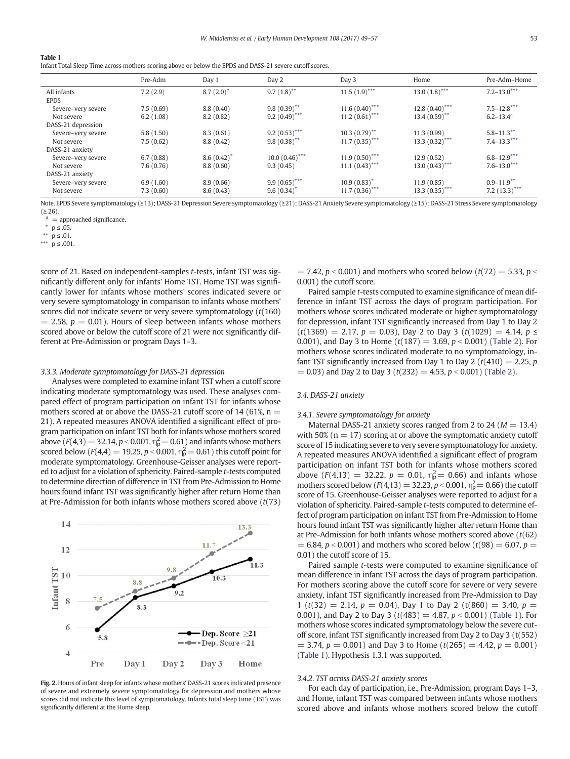**Table 1**
Infant Total Sleep Time across mothers scoring above or below the EPDS and DASS-21 severe cutoff scores.

| | Pre-Adm | Day 1 | Day 2 | Day 3 | Home | Pre-Adm–Home |
|---|---|---|---|---|---|---|
| All infants | 7.2 (2.9) | 8.7 (2.0)* | 9.7 (1.8)** | 11.5 (1.9)*** | 13.0 (1.8)*** | 7.2–13.0*** |
| EPDS | | | | | | |
| Severe–very severe | 7.5 (0.69) | 8.8 (0.40) | 9.8 (0.39)** | 11.6 (0.40)*** | 12.8 (0.40)*** | 7.5–12.8*** |
| Not severe | 6.2 (1.08) | 8.2 (0.82) | 9.2 (0.49)*** | 11.2 (0.61)*** | 13.4 (0.59)** | 6.2–13.4[a] |
| DASS-21 depression | | | | | | |
| Severe–very severe | 5.8 (1.50) | 8.3 (0.61) | 9.2 (0.53)*** | 10.3 (0.79)** | 11.3 (0.99) | 5.8–11.3** |
| Not severe | 7.5 (0.62) | 8.8 (0.42) | 9.8 (0.38)** | 11.7 (0.35)*** | 13.3 (0.32)*** | 7.4–13.3*** |
| DASS-21 anxiety | | | | | | |
| Severe–very severe | 6.7 (0.88) | 8.6 (0.42)* | 10.0 (0.46)*** | 11.9 (0.50)*** | 12.9 (0.52) | 6.8–12.9*** |
| Not severe | 7.6 (0.76) | 8.8 (0.60) | 9.3 (0.45) | 11.1 (0.43)*** | 13.0 (0.43)*** | 7.6–13.0*** |
| DASS-21 anxiety | | | | | | |
| Severe–very severe | 6.9 (1.60) | 8.9 (0.66) | 9.9 (0.65)*** | 10.9 (0.83)* | 11.9 (0.85) | 0.9–11.9** |
| Not severe | 7.3 (0.60) | 8.6 (0.43) | 9.6 (0.34)* | 11.7 (0.36)*** | 13.3 (0.35)*** | 7.2 (13.3)*** |

Note. EPDS Severe symptomatology (≥13); DASS-21 Depression Severe symptomatology (≥21); DASS-21 Anxiety Severe symptomatology (≥15); DASS-21 Stress Severe symptomatology (≥ 26).
[a] = approached significance.
* p ≤ .05.
** p ≤ .01.
*** p ≤ .001.

score of 21. Based on independent-samples *t*-tests, infant TST was significantly different only for infants' Home TST. Home TST was significantly lower for infants whose mothers' scores indicated severe or very severe symptomatology in comparison to infants whose mothers' scores did not indicate severe or very severe symptomatology ($t(160) = 2.58$, $p = 0.01$). Hours of sleep between infants whose mothers scored above or below the cutoff score of 21 were not significantly different at Pre-Admission or program Days 1–3.

### 3.3.3. Moderate symptomatology for DASS-21 depression

Analyses were completed to examine infant TST when a cutoff score indicating moderate symptomatology was used. These analyses compared effect of program participation on infant TST for infants whose mothers scored at or above the DASS-21 cutoff score of 14 (61%, n = 21). A repeated measures ANOVA identified a significant effect of program participation on infant TST both for infants whose mothers scored above ($F(4,3) = 32.14$, $p < 0.001$, $\eta_p^2 = 0.61$) and infants whose mothers scored below ($F(4,4) = 19.25$, $p < 0.001$, $\eta_p^2 = 0.61$) this cutoff point for moderate symptomatology. Greenhouse-Geisser analyses were reported to adjust for a violation of sphericity. Paired-sample *t*-tests computed to determine direction of difference in TST from Pre-Admission to Home hours found infant TST was significantly higher after return Home than at Pre-Admission for both infants whose mothers scored above ($t(73) = 7.42$, $p < 0.001$) and mothers who scored below ($t(72) = 5.33$, $p < 0.001$) the cutoff score.

Paired sample *t*-tests computed to examine significance of mean difference in infant TST across the days of program participation. For mothers whose scores indicated moderate or higher symptomatology for depression, infant TST significantly increased from Day 1 to Day 2 ($t(1369) = 2.17$, $p = 0.03$), Day 2 to Day 3 ($t(1029) = 4.14$, $p \leq 0.001$), and Day 3 to Home ($t(187) = 3.69$, $p < 0.001$) (Table 2). For mothers whose scores indicated moderate to no symptomatology, infant TST significantly increased from Day 1 to Day 2 ($t(410) = 2.25$, $p = 0.03$) and Day 2 to Day 3 ($t(232) = 4.53$, $p < 0.001$) (Table 2).

Fig. 2. Hours of infant sleep for infants whose mothers' DASS-21 scores indicated presence of severe and extremely severe symptomatology for depression and mothers whose scores did not indicate this level of symptomatology. Infants total sleep time (TST) was significantly different at the Home sleep.

## 3.4. DASS-21 anxiety

### 3.4.1. Severe symptomatology for anxiety

Maternal DASS-21 anxiety scores ranged from 2 to 24 ($M = 13.4$) with 50% (n = 17) scoring at or above the symptomatic anxiety cutoff score of 15 indicating severe to very severe symptomatology for anxiety. A repeated measures ANOVA identified a significant effect of program participation on infant TST both for infants whose mothers scored above ($F(4,13) = 32.22$, $p = 0.01$, $\eta_p^2 = 0.66$) and infants whose mothers scored below ($F(4,13) = 32.23$, $p < 0.001$, $\eta_p^2 = 0.66$) the cutoff score of 15. Greenhouse-Geisser analyses were reported to adjust for a violation of sphericity. Paired-sample *t*-tests computed to determine effect of program participation on infant TST from Pre-Admission to Home hours found infant TST was significantly higher after return Home than at Pre-Admission for both infants whose mothers scored above ($t(62) = 6.84$, $p < 0.001$) and mothers who scored below ($t(98) = 6.07$, $p = 0.01$) the cutoff score of 15.

Paired sample *t*-tests were computed to examine significance of mean difference in infant TST across the days of program participation. For mothers scoring above the cutoff score for severe or very severe anxiety, infant TST significantly increased from Pre-Admission to Day 1 ($t(32) = 2.14$, $p = 0.04$), Day 1 to Day 2 ($t(860) = 3.40$, $p = 0.001$), and Day 2 to Day 3 ($t(483) = 4.87$, $p < 0.001$) (Table 1). For mothers whose scores indicated symptomatology below the severe cutoff score, infant TST significantly increased from Day 2 to Day 3 ($t(552) = 3.74$, $p = 0.001$) and Day 3 to Home ($t(265) = 4.42$, $p = 0.001$) (Table 1). Hypothesis 1.3.1 was supported.

### 3.4.2. TST across DASS-21 anxiety scores

For each day of participation, i.e., Pre-Admission, program Days 1–3, and Home, infant TST was compared between infants whose mothers scored above and infants whose mothers scored below the cutoff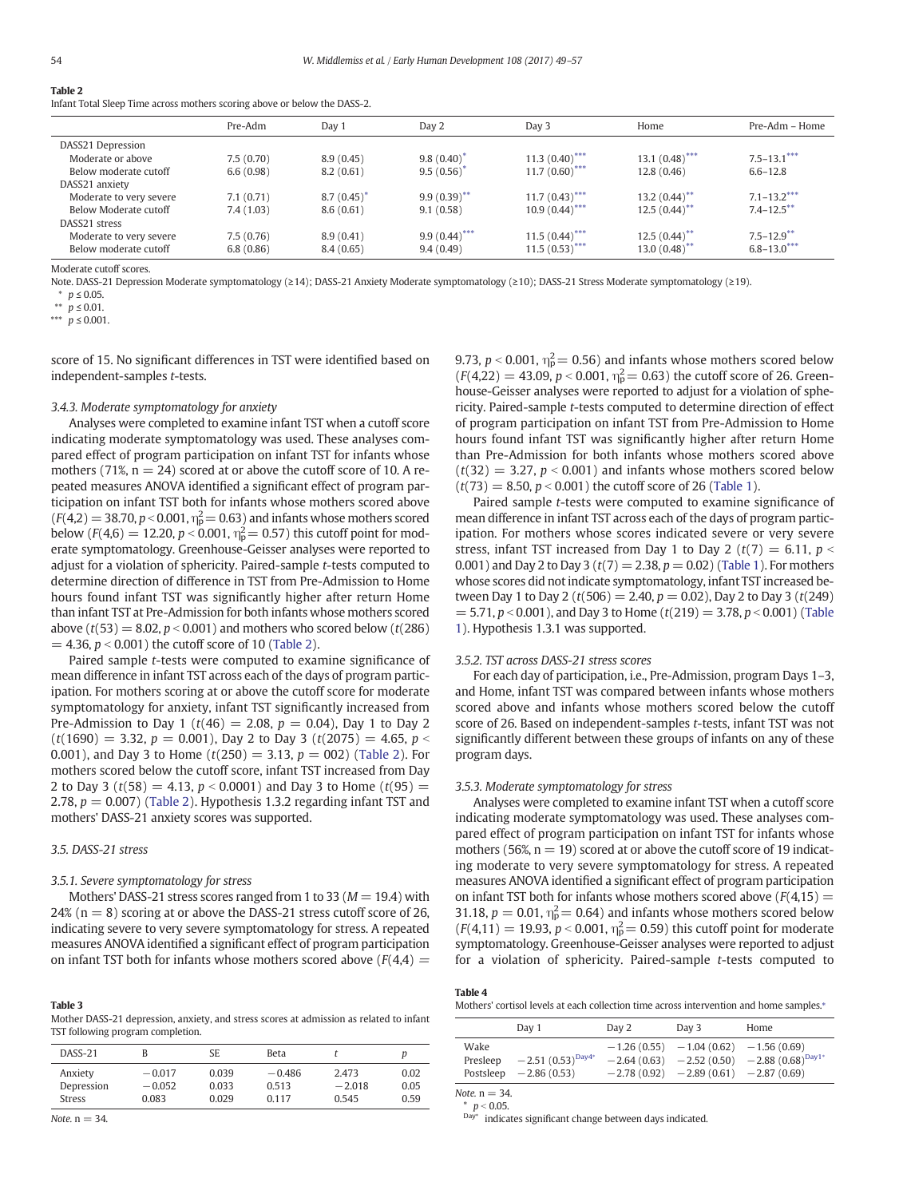**Table 2**
Infant Total Sleep Time across mothers scoring above or below the DASS-2.

| | Pre-Adm | Day 1 | Day 2 | Day 3 | Home | Pre-Adm – Home |
|---|---|---|---|---|---|---|
| DASS21 Depression | | | | | | |
| Moderate or above | 7.5 (0.70) | 8.9 (0.45) | 9.8 (0.40)* | 11.3 (0.40)*** | 13.1 (0.48)*** | 7.5–13.1*** |
| Below moderate cutoff | 6.6 (0.98) | 8.2 (0.61) | 9.5 (0.56)* | 11.7 (0.60)*** | 12.8 (0.46) | 6.6–12.8 |
| DASS21 anxiety | | | | | | |
| Moderate to very severe | 7.1 (0.71) | 8.7 (0.45)* | 9.9 (0.39)** | 11.7 (0.43)*** | 13.2 (0.44)** | 7.1–13.2*** |
| Below Moderate cutoff | 7.4 (1.03) | 8.6 (0.61) | 9.1 (0.58) | 10.9 (0.44)*** | 12.5 (0.44)** | 7.4–12.5** |
| DASS21 stress | | | | | | |
| Moderate to very severe | 7.5 (0.76) | 8.9 (0.41) | 9.9 (0.44)*** | 11.5 (0.44)*** | 12.5 (0.44)** | 7.5–12.9** |
| Below moderate cutoff | 6.8 (0.86) | 8.4 (0.65) | 9.4 (0.49) | 11.5 (0.53)*** | 13.0 (0.48)** | 6.8–13.0*** |

Moderate cutoff scores.

Note. DASS-21 Depression Moderate symptomatology (≥14); DASS-21 Anxiety Moderate symptomatology (≥10); DASS-21 Stress Moderate symptomatology (≥19).

\* $p \le 0.05$.
\*\* $p \le 0.01$.
\*\*\* $p \le 0.001$.

score of 15. No significant differences in TST were identified based on independent-samples *t*-tests.

#### 3.4.3. Moderate symptomatology for anxiety

Analyses were completed to examine infant TST when a cutoff score indicating moderate symptomatology was used. These analyses compared effect of program participation on infant TST for infants whose mothers (71%, n = 24) scored at or above the cutoff score of 10. A repeated measures ANOVA identified a significant effect of program participation on infant TST both for infants whose mothers scored above ($F(4,2) = 38.70$, $p < 0.001$, $\eta_p^2 = 0.63$) and infants whose mothers scored below ($F(4,6) = 12.20$, $p < 0.001$, $\eta_p^2 = 0.57$) this cutoff point for moderate symptomatology. Greenhouse-Geisser analyses were reported to adjust for a violation of sphericity. Paired-sample *t*-tests computed to determine direction of difference in TST from Pre-Admission to Home hours found infant TST was significantly higher after return Home than infant TST at Pre-Admission for both infants whose mothers scored above ($t(53) = 8.02$, $p < 0.001$) and mothers who scored below ($t(286) = 4.36$, $p < 0.001$) the cutoff score of 10 (Table 2).

Paired sample *t*-tests were computed to examine significance of mean difference in infant TST across each of the days of program participation. For mothers scoring at or above the cutoff score for moderate symptomatology for anxiety, infant TST significantly increased from Pre-Admission to Day 1 ($t(46) = 2.08$, $p = 0.04$), Day 1 to Day 2 ($t(1690) = 3.32$, $p = 0.001$), Day 2 to Day 3 ($t(2075) = 4.65$, $p < 0.001$), and Day 3 to Home ($t(250) = 3.13$, $p = 002$) (Table 2). For mothers scored below the cutoff score, infant TST increased from Day 2 to Day 3 ($t(58) = 4.13$, $p < 0.0001$) and Day 3 to Home ($t(95) = 2.78$, $p = 0.007$) (Table 2). Hypothesis 1.3.2 regarding infant TST and mothers' DASS-21 anxiety scores was supported.

### 3.5. DASS-21 stress

#### 3.5.1. Severe symptomatology for stress

Mothers' DASS-21 stress scores ranged from 1 to 33 ($M = 19.4$) with 24% (n = 8) scoring at or above the DASS-21 stress cutoff score of 26, indicating severe to very severe symptomatology for stress. A repeated measures ANOVA identified a significant effect of program participation on infant TST both for infants whose mothers scored above ($F(4,4) = 9.73$, $p < 0.001$, $\eta_p^2 = 0.56$) and infants whose mothers scored below ($F(4,22) = 43.09$, $p < 0.001$, $\eta_p^2 = 0.63$) the cutoff score of 26. Greenhouse-Geisser analyses were reported to adjust for a violation of sphericity. Paired-sample *t*-tests computed to determine direction of effect of program participation on infant TST from Pre-Admission to Home hours found infant TST was significantly higher after return Home than Pre-Admission for both infants whose mothers scored above ($t(32) = 3.27$, $p < 0.001$) and infants whose mothers scored below ($t(73) = 8.50$, $p < 0.001$) the cutoff score of 26 (Table 1).

Paired sample *t*-tests were computed to examine significance of mean difference in infant TST across each of the days of program participation. For mothers whose scores indicated severe or very severe stress, infant TST increased from Day 1 to Day 2 ($t(7) = 6.11$, $p < 0.001$) and Day 2 to Day 3 ($t(7) = 2.38$, $p = 0.02$) (Table 1). For mothers whose scores did not indicate symptomatology, infant TST increased between Day 1 to Day 2 ($t(506) = 2.40$, $p = 0.02$), Day 2 to Day 3 ($t(249) = 5.71$, $p < 0.001$), and Day 3 to Home ($t(219) = 3.78$, $p < 0.001$) (Table 1). Hypothesis 1.3.1 was supported.

#### 3.5.2. TST across DASS-21 stress scores

For each day of participation, i.e., Pre-Admission, program Days 1–3, and Home, infant TST was compared between infants whose mothers scored above and infants whose mothers scored below the cutoff score of 26. Based on independent-samples *t*-tests, infant TST was not significantly different between these groups of infants on any of these program days.

#### 3.5.3. Moderate symptomatology for stress

Analyses were completed to examine infant TST when a cutoff score indicating moderate symptomatology was used. These analyses compared effect of program participation on infant TST for infants whose mothers (56%, n = 19) scored at or above the cutoff score of 19 indicating moderate to very severe symptomatology for stress. A repeated measures ANOVA identified a significant effect of program participation on infant TST both for infants whose mothers scored above ($F(4,15) = 31.18$, $p = 0.01$, $\eta_p^2 = 0.64$) and infants whose mothers scored below ($F(4,11) = 19.93$, $p < 0.001$, $\eta_p^2 = 0.59$) this cutoff point for moderate symptomatology. Greenhouse-Geisser analyses were reported to adjust for a violation of sphericity. Paired-sample *t*-tests computed to

**Table 3**
Mother DASS-21 depression, anxiety, and stress scores at admission as related to infant TST following program completion.

| DASS-21 | B | SE | Beta | *t* | *p* |
|---|---|---|---|---|---|
| Anxiety | −0.017 | 0.039 | −0.486 | 2.473 | 0.02 |
| Depression | −0.052 | 0.033 | 0.513 | −2.018 | 0.05 |
| Stress | 0.083 | 0.029 | 0.117 | 0.545 | 0.59 |

*Note.* n = 34.

**Table 4**
Mothers' cortisol levels at each collection time across intervention and home samples.*

| | Day 1 | Day 2 | Day 3 | Home |
|---|---|---|---|---|
| Wake | | −1.26 (0.55) | −1.04 (0.62) | −1.56 (0.69) |
| Presleep | −2.51 (0.53)[Day4*] | −2.64 (0.63) | −2.52 (0.50) | −2.88 (0.68)[Day1*] |
| Postsleep | −2.86 (0.53) | −2.78 (0.92) | −2.89 (0.61) | −2.87 (0.69) |

*Note.* n = 34.
\* $p < 0.05$.
[Day*] indicates significant change between days indicated.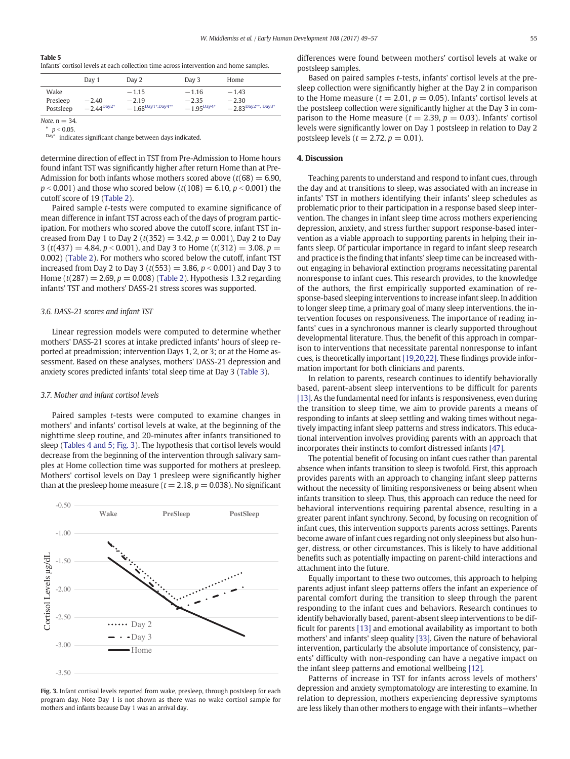**Table 5**
Infants' cortisol levels at each collection time across intervention and home samples.

| | Day 1 | Day 2 | Day 3 | Home |
|---|---|---|---|---|
| Wake | | −1.15 | −1.16 | −1.43 |
| Presleep | −2.40 | −2.19 | −2.35 | −2.30 |
| Postsleep | −2.44[Day2*] | −1.68[Day1*,Day4**] | −1.95[Day4*] | −2.83[Day2**, Day3*] |

*Note.* n = 34.
\* $p < 0.05$.
[Day*] indicates significant change between days indicated.

determine direction of effect in TST from Pre-Admission to Home hours found infant TST was significantly higher after return Home than at Pre-Admission for both infants whose mothers scored above ($t(68) = 6.90$, $p < 0.001$) and those who scored below ($t(108) = 6.10$, $p < 0.001$) the cutoff score of 19 (Table 2).

Paired sample *t*-tests were computed to examine significance of mean difference in infant TST across each of the days of program participation. For mothers who scored above the cutoff score, infant TST increased from Day 1 to Day 2 ($t(352) = 3.42$, $p = 0.001$), Day 2 to Day 3 ($t(437) = 4.84$, $p < 0.001$), and Day 3 to Home ($t(312) = 3.08$, $p = 0.002$) (Table 2). For mothers who scored below the cutoff, infant TST increased from Day 2 to Day 3 ($t(553) = 3.86$, $p < 0.001$) and Day 3 to Home ($t(287) = 2.69$, $p = 0.008$) (Table 2). Hypothesis 1.3.2 regarding infants' TST and mothers' DASS-21 stress scores was supported.

### 3.6. DASS-21 scores and infant TST

Linear regression models were computed to determine whether mothers' DASS-21 scores at intake predicted infants' hours of sleep reported at preadmission; intervention Days 1, 2, or 3; or at the Home assessment. Based on these analyses, mothers' DASS-21 depression and anxiety scores predicted infants' total sleep time at Day 3 (Table 3).

### 3.7. Mother and infant cortisol levels

Paired samples *t*-tests were computed to examine changes in mothers' and infants' cortisol levels at wake, at the beginning of the nighttime sleep routine, and 20-minutes after infants transitioned to sleep (Tables 4 and 5; Fig. 3). The hypothesis that cortisol levels would decrease from the beginning of the intervention through salivary samples at Home collection time was supported for mothers at presleep. Mothers' cortisol levels on Day 1 presleep were significantly higher than at the presleep home measure ($t = 2.18$, $p = 0.038$). No significant differences were found between mothers' cortisol levels at wake or postsleep samples.

**Fig. 3.** Infant cortisol levels reported from wake, presleep, through postsleep for each program day. Note Day 1 is not shown as there was no wake cortisol sample for mothers and infants because Day 1 was an arrival day.

Based on paired samples *t*-tests, infants' cortisol levels at the presleep collection were significantly higher at the Day 2 in comparison to the Home measure ($t = 2.01$, $p = 0.05$). Infants' cortisol levels at the postsleep collection were significantly higher at the Day 3 in comparison to the Home measure ($t = 2.39$, $p = 0.03$). Infants' cortisol levels were significantly lower on Day 1 postsleep in relation to Day 2 postsleep levels ($t = 2.72$, $p = 0.01$).

## 4. Discussion

Teaching parents to understand and respond to infant cues, through the day and at transitions to sleep, was associated with an increase in infants' TST in mothers identifying their infants' sleep schedules as problematic prior to their participation in a response based sleep intervention. The changes in infant sleep time across mothers experiencing depression, anxiety, and stress further support response-based intervention as a viable approach to supporting parents in helping their infants sleep. Of particular importance in regard to infant sleep research and practice is the finding that infants' sleep time can be increased without engaging in behavioral extinction programs necessitating parental nonresponse to infant cues. This research provides, to the knowledge of the authors, the first empirically supported examination of response-based sleeping interventions to increase infant sleep. In addition to longer sleep time, a primary goal of many sleep interventions, the intervention focuses on responsiveness. The importance of reading infants' cues in a synchronous manner is clearly supported throughout developmental literature. Thus, the benefit of this approach in comparison to interventions that necessitate parental nonresponse to infant cues, is theoretically important [19,20,22]. These findings provide information important for both clinicians and parents.

In relation to parents, research continues to identify behaviorally based, parent-absent sleep interventions to be difficult for parents [13]. As the fundamental need for infants is responsiveness, even during the transition to sleep time, we aim to provide parents a means of responding to infants at sleep settling and waking times without negatively impacting infant sleep patterns and stress indicators. This educational intervention involves providing parents with an approach that incorporates their instincts to comfort distressed infants [47].

The potential benefit of focusing on infant cues rather than parental absence when infants transition to sleep is twofold. First, this approach provides parents with an approach to changing infant sleep patterns without the necessity of limiting responsiveness or being absent when infants transition to sleep. Thus, this approach can reduce the need for behavioral interventions requiring parental absence, resulting in a greater parent infant synchrony. Second, by focusing on recognition of infant cues, this intervention supports parents across settings. Parents become aware of infant cues regarding not only sleepiness but also hunger, distress, or other circumstances. This is likely to have additional benefits such as potentially impacting on parent-child interactions and attachment into the future.

Equally important to these two outcomes, this approach to helping parents adjust infant sleep patterns offers the infant an experience of parental comfort during the transition to sleep through the parent responding to the infant cues and behaviors. Research continues to identify behaviorally based, parent-absent sleep interventions to be difficult for parents [13] and emotional availability as important to both mothers' and infants' sleep quality [33]. Given the nature of behavioral intervention, particularly the absolute importance of consistency, parents' difficulty with non-responding can have a negative impact on the infant sleep patterns and emotional wellbeing [12].

Patterns of increase in TST for infants across levels of mothers' depression and anxiety symptomatology are interesting to examine. In relation to depression, mothers experiencing depressive symptoms are less likely than other mothers to engage with their infants—whether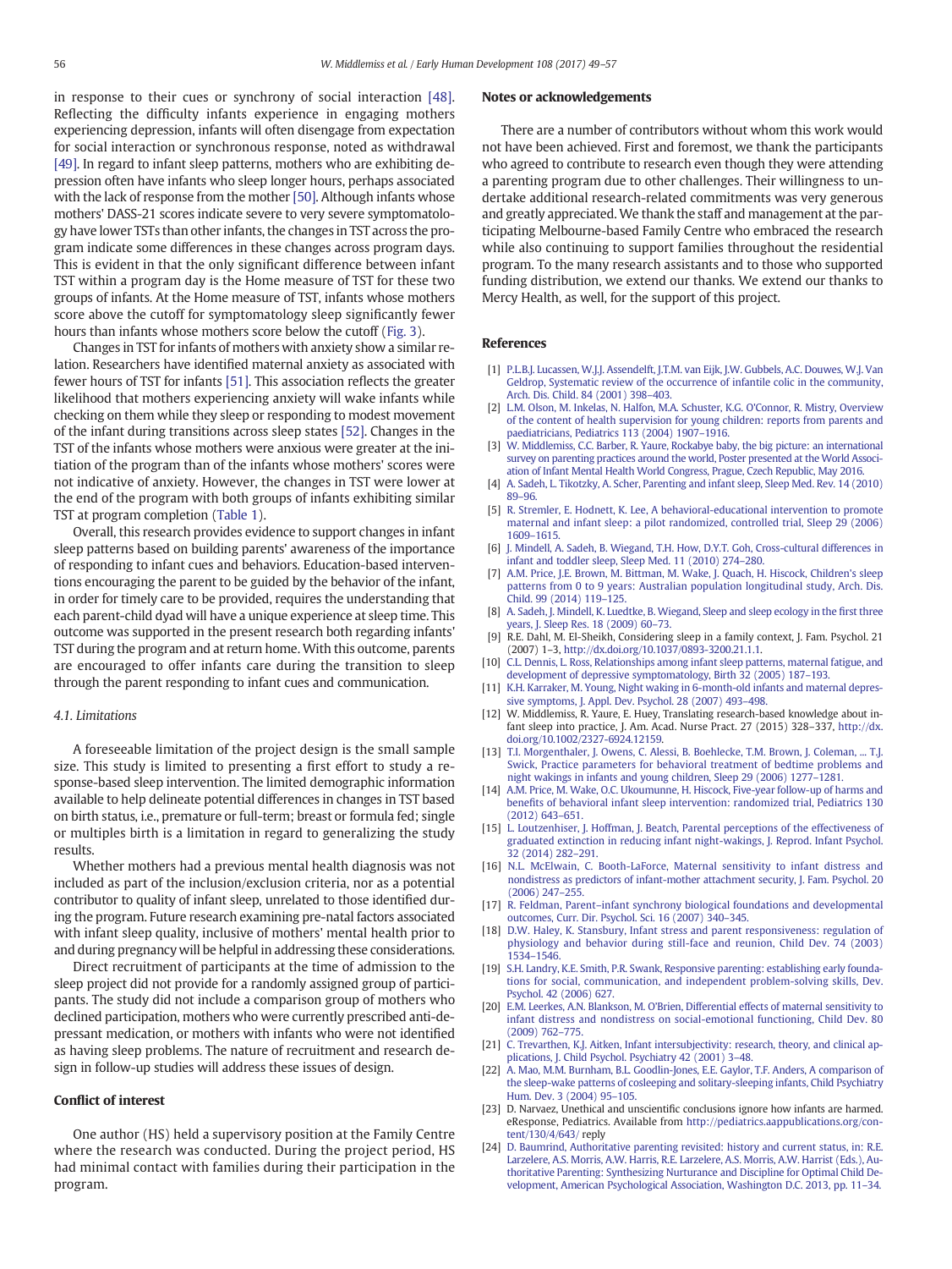in response to their cues or synchrony of social interaction [48]. Reflecting the difficulty infants experience in engaging mothers experiencing depression, infants will often disengage from expectation for social interaction or synchronous response, noted as withdrawal [49]. In regard to infant sleep patterns, mothers who are exhibiting depression often have infants who sleep longer hours, perhaps associated with the lack of response from the mother [50]. Although infants whose mothers' DASS-21 scores indicate severe to very severe symptomatology have lower TSTs than other infants, the changes in TST across the program indicate some differences in these changes across program days. This is evident in that the only significant difference between infant TST within a program day is the Home measure of TST for these two groups of infants. At the Home measure of TST, infants whose mothers score above the cutoff for symptomatology sleep significantly fewer hours than infants whose mothers score below the cutoff (Fig. 3).

Changes in TST for infants of mothers with anxiety show a similar relation. Researchers have identified maternal anxiety as associated with fewer hours of TST for infants [51]. This association reflects the greater likelihood that mothers experiencing anxiety will wake infants while checking on them while they sleep or responding to modest movement of the infant during transitions across sleep states [52]. Changes in the TST of the infants whose mothers were anxious were greater at the initiation of the program than of the infants whose mothers' scores were not indicative of anxiety. However, the changes in TST were lower at the end of the program with both groups of infants exhibiting similar TST at program completion (Table 1).

Overall, this research provides evidence to support changes in infant sleep patterns based on building parents' awareness of the importance of responding to infant cues and behaviors. Education-based interventions encouraging the parent to be guided by the behavior of the infant, in order for timely care to be provided, requires the understanding that each parent-child dyad will have a unique experience at sleep time. This outcome was supported in the present research both regarding infants' TST during the program and at return home. With this outcome, parents are encouraged to offer infants care during the transition to sleep through the parent responding to infant cues and communication.

### 4.1. Limitations

A foreseeable limitation of the project design is the small sample size. This study is limited to presenting a first effort to study a response-based sleep intervention. The limited demographic information available to help delineate potential differences in changes in TST based on birth status, i.e., premature or full-term; breast or formula fed; single or multiples birth is a limitation in regard to generalizing the study results.

Whether mothers had a previous mental health diagnosis was not included as part of the inclusion/exclusion criteria, nor as a potential contributor to quality of infant sleep, unrelated to those identified during the program. Future research examining pre-natal factors associated with infant sleep quality, inclusive of mothers' mental health prior to and during pregnancy will be helpful in addressing these considerations.

Direct recruitment of participants at the time of admission to the sleep project did not provide for a randomly assigned group of participants. The study did not include a comparison group of mothers who declined participation, mothers who were currently prescribed anti-depressant medication, or mothers with infants who were not identified as having sleep problems. The nature of recruitment and research design in follow-up studies will address these issues of design.

## Conflict of interest

One author (HS) held a supervisory position at the Family Centre where the research was conducted. During the project period, HS had minimal contact with families during their participation in the program.

## Notes or acknowledgements

There are a number of contributors without whom this work would not have been achieved. First and foremost, we thank the participants who agreed to contribute to research even though they were attending a parenting program due to other challenges. Their willingness to undertake additional research-related commitments was very generous and greatly appreciated. We thank the staff and management at the participating Melbourne-based Family Centre who embraced the research while also continuing to support families throughout the residential program. To the many research assistants and to those who supported funding distribution, we extend our thanks. We extend our thanks to Mercy Health, as well, for the support of this project.

## References

[1] P.L.B.J. Lucassen, W.J.J. Assendelft, J.T.M. van Eijk, J.W. Gubbels, A.C. Douwes, W.J. Van Geldrop, Systematic review of the occurrence of infantile colic in the community, Arch. Dis. Child. 84 (2001) 398–403.

[2] L.M. Olson, M. Inkelas, N. Halfon, M.A. Schuster, K.G. O'Connor, R. Mistry, Overview of the content of health supervision for young children: reports from parents and paediatricians, Pediatrics 113 (2004) 1907–1916.

[3] W. Middlemiss, C.C. Barber, R. Yaure, Rockabye baby, the big picture: an international survey on parenting practices around the world, Poster presented at the World Association of Infant Mental Health World Congress, Prague, Czech Republic, May 2016.

[4] A. Sadeh, L. Tikotzky, A. Scher, Parenting and infant sleep, Sleep Med. Rev. 14 (2010) 89–96.

[5] R. Stremler, E. Hodnett, K. Lee, A behavioral-educational intervention to promote maternal and infant sleep: a pilot randomized, controlled trial, Sleep 29 (2006) 1609–1615.

[6] J. Mindell, A. Sadeh, B. Wiegand, T.H. How, D.Y.T. Goh, Cross-cultural differences in infant and toddler sleep, Sleep Med. 11 (2010) 274–280.

[7] A.M. Price, J.E. Brown, M. Bittman, M. Wake, J. Quach, H. Hiscock, Children's sleep patterns from 0 to 9 years: Australian population longitudinal study, Arch. Dis. Child. 99 (2014) 119–125.

[8] A. Sadeh, J. Mindell, K. Luedtke, B. Wiegand, Sleep and sleep ecology in the first three years, J. Sleep Res. 18 (2009) 60–73.

[9] R.E. Dahl, M. El-Sheikh, Considering sleep in a family context, J. Fam. Psychol. 21 (2007) 1–3, http://dx.doi.org/10.1037/0893-3200.21.1.1.

[10] C.L. Dennis, L. Ross, Relationships among infant sleep patterns, maternal fatigue, and development of depressive symptomatology, Birth 32 (2005) 187–193.

[11] K.H. Karraker, M. Young, Night waking in 6-month-old infants and maternal depressive symptoms, J. Appl. Dev. Psychol. 28 (2007) 493–498.

[12] W. Middlemiss, R. Yaure, E. Huey, Translating research-based knowledge about infant sleep into practice, J. Am. Acad. Nurse Pract. 27 (2015) 328–337, http://dx.doi.org/10.1002/2327-6924.12159.

[13] T.I. Morgenthaler, J. Owens, C. Alessi, B. Boehlecke, T.M. Brown, J. Coleman, ... T.J. Swick, Practice parameters for behavioral treatment of bedtime problems and night wakings in infants and young children, Sleep 29 (2006) 1277–1281.

[14] A.M. Price, M. Wake, O.C. Ukoumunne, H. Hiscock, Five-year follow-up of harms and benefits of behavioral infant sleep intervention: randomized trial, Pediatrics 130 (2012) 643–651.

[15] L. Loutzenhiser, J. Hoffman, J. Beatch, Parental perceptions of the effectiveness of graduated extinction in reducing infant night-wakings, J. Reprod. Infant Psychol. 32 (2014) 282–291.

[16] N.L. McElwain, C. Booth-LaForce, Maternal sensitivity to infant distress and nondistress as predictors of infant-mother attachment security, J. Fam. Psychol. 20 (2006) 247–255.

[17] R. Feldman, Parent–infant synchrony biological foundations and developmental outcomes, Curr. Dir. Psychol. Sci. 16 (2007) 340–345.

[18] D.W. Haley, K. Stansbury, Infant stress and parent responsiveness: regulation of physiology and behavior during still-face and reunion, Child Dev. 74 (2003) 1534–1546.

[19] S.H. Landry, K.E. Smith, P.R. Swank, Responsive parenting: establishing early foundations for social, communication, and independent problem-solving skills, Dev. Psychol. 42 (2006) 627.

[20] E.M. Leerkes, A.N. Blankson, M. O'Brien, Differential effects of maternal sensitivity to infant distress and nondistress on social-emotional functioning, Child Dev. 80 (2009) 762–775.

[21] C. Trevarthen, K.J. Aitken, Infant intersubjectivity: research, theory, and clinical applications, J. Child Psychol. Psychiatry 42 (2001) 3–48.

[22] A. Mao, M.M. Burnham, B.L. Goodlin-Jones, E.E. Gaylor, T.F. Anders, A comparison of the sleep-wake patterns of cosleeping and solitary-sleeping infants, Child Psychiatry Hum. Dev. 3 (2004) 95–105.

[23] D. Narvaez, Unethical and unscientific conclusions ignore how infants are harmed. eResponse, Pediatrics. Available from http://pediatrics.aappublications.org/content/130/4/643/ reply

[24] D. Baumrind, Authoritative parenting revisited: history and current status, in: R.E. Larzelere, A.S. Morris, A.W. Harris, R.E. Larzelere, A.S. Morris, A.W. Harrist (Eds.), Authoritative Parenting: Synthesizing Nurturance and Discipline for Optimal Child Development, American Psychological Association, Washington D.C. 2013, pp. 11–34.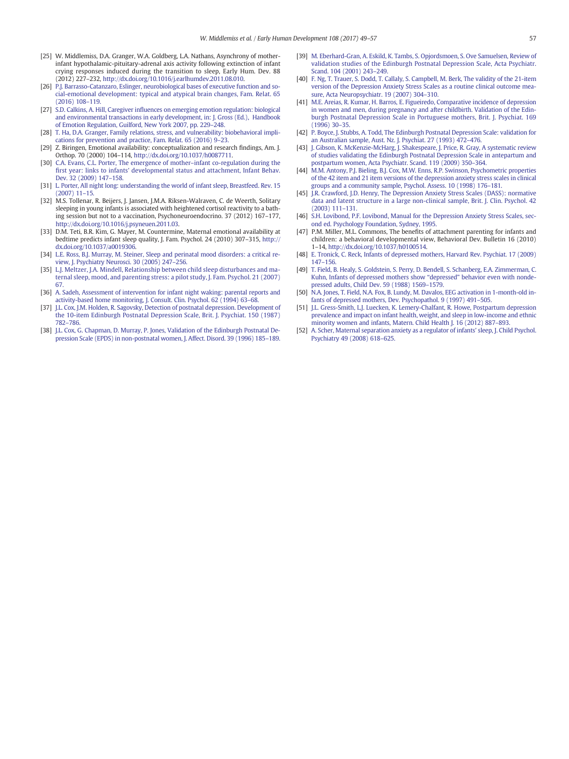[25] W. Middlemiss, D.A. Granger, W.A. Goldberg, L.A. Nathans, Asynchrony of mother-infant hypothalamic-pituitary-adrenal axis activity following extinction of infant crying responses induced during the transition to sleep, Early Hum. Dev. 88 (2012) 227–232, http://dx.doi.org/10.1016/j.earlhumdev.2011.08.010.

[26] P.J. Barrasso-Catanzaro, Eslinger, neurobiological bases of executive function and social-emotional development: typical and atypical brain changes, Fam. Relat. 65 (2016) 108–119.

[27] S.D. Calkins, A. Hill, Caregiver influences on emerging emotion regulation: biological and environmental transactions in early development, in: J. Gross (Ed.), Handbook of Emotion Regulation, Guilford, New York 2007, pp. 229–248.

[28] T. Ha, D.A. Granger, Family relations, stress, and vulnerability: biobehavioral implications for prevention and practice, Fam. Relat. 65 (2016) 9–23.

[29] Z. Biringen, Emotional availability: conceptualization and research findings, Am. J. Orthop. 70 (2000) 104–114, http://dx.doi.org/10.1037/h0087711.

[30] C.A. Evans, C.L. Porter, The emergence of mother–infant co-regulation during the first year: links to infants' developmental status and attachment, Infant Behav. Dev. 32 (2009) 147–158.

[31] L. Porter, All night long: understanding the world of infant sleep, Breastfeed. Rev. 15 (2007) 11–15.

[32] M.S. Tollenar, R. Beijers, J. Jansen, J.M.A. Riksen-Walraven, C. de Weerth, Solitary sleeping in young infants is associated with heightened cortisol reactivity to a bathing session but not to a vaccination, Psychoneuroendocrino. 37 (2012) 167–177, http://dx.doi.org/10.1016/j.psyneuen.2011.03.

[33] D.M. Teti, B.R. Kim, G. Mayer, M. Countermine, Maternal emotional availability at bedtime predicts infant sleep quality, J. Fam. Psychol. 24 (2010) 307–315, http://dx.doi.org/10.1037/a0019306.

[34] L.E. Ross, B.J. Murray, M. Steiner, Sleep and perinatal mood disorders: a critical review, J. Psychiatry Neurosci. 30 (2005) 247–256.

[35] L.J. Meltzer, J.A. Mindell, Relationship between child sleep disturbances and maternal sleep, mood, and parenting stress: a pilot study, J. Fam. Psychol. 21 (2007) 67.

[36] A. Sadeh, Assessment of intervention for infant night waking: parental reports and activity-based home monitoring, J. Consult. Clin. Psychol. 62 (1994) 63–68.

[37] J.L. Cox, J.M. Holden, R. Sagovsky, Detection of postnatal depression. Development of the 10-item Edinburgh Postnatal Depression Scale, Brit. J. Psychiat. 150 (1987) 782–786.

[38] J.L. Cox, G. Chapman, D. Murray, P. Jones, Validation of the Edinburgh Postnatal Depression Scale (EPDS) in non-postnatal women, J. Affect. Disord. 39 (1996) 185–189.

[39] M. Eberhard-Gran, A. Eskild, K. Tambs, S. Opjordsmoen, S. Ove Samuelsen, Review of validation studies of the Edinburgh Postnatal Depression Scale, Acta Psychiatr. Scand. 104 (2001) 243–249.

[40] F. Ng, T. Trauer, S. Dodd, T. Callaly, S. Campbell, M. Berk, The validity of the 21-item version of the Depression Anxiety Stress Scales as a routine clinical outcome measure, Acta Neuropsychiatr. 19 (2007) 304–310.

[41] M.E. Areias, R. Kumar, H. Barros, E. Figueiredo, Comparative incidence of depression in women and men, during pregnancy and after childbirth. Validation of the Edinburgh Postnatal Depression Scale in Portuguese mothers, Brit. J. Psychiat. 169 (1996) 30–35.

[42] P. Boyce, J. Stubbs, A. Todd, The Edinburgh Postnatal Depression Scale: validation for an Australian sample, Aust. Nz. J. Psychiat. 27 (1993) 472–476.

[43] J. Gibson, K. McKenzie-McHarg, J. Shakespeare, J. Price, R. Gray, A systematic review of studies validating the Edinburgh Postnatal Depression Scale in antepartum and postpartum women, Acta Psychiatr. Scand. 119 (2009) 350–364.

[44] M.M. Antony, P.J. Bieling, B.J. Cox, M.W. Enns, R.P. Swinson, Psychometric properties of the 42 item and 21 item versions of the depression anxiety stress scales in clinical groups and a community sample, Psychol. Assess. 10 (1998) 176–181.

[45] J.R. Crawford, J.D. Henry, The Depression Anxiety Stress Scales (DASS): normative data and latent structure in a large non-clinical sample, Brit. J. Clin. Psychol. 42 (2003) 111–131.

[46] S.H. Lovibond, P.F. Lovibond, Manual for the Depression Anxiety Stress Scales, second ed. Psychology Foundation, Sydney, 1995.

[47] P.M. Miller, M.L. Commons, The benefits of attachment parenting for infants and children: a behavioral developmental view, Behavioral Dev. Bulletin 16 (2010) 1–14, http://dx.doi.org/10.1037/h0100514.

[48] E. Tronick, C. Reck, Infants of depressed mothers, Harvard Rev. Psychiat. 17 (2009) 147–156.

[49] T. Field, B. Healy, S. Goldstein, S. Perry, D. Bendell, S. Schanberg, E.A. Zimmerman, C. Kuhn, Infants of depressed mothers show "depressed" behavior even with nondepressed adults, Child Dev. 59 (1988) 1569–1579.

[50] N.A. Jones, T. Field, N.A. Fox, B. Lundy, M. Davalos, EEG activation in 1-month-old infants of depressed mothers, Dev. Psychopathol. 9 (1997) 491–505.

[51] J.L. Gress-Smith, L.J. Luecken, K. Lemery-Chalfant, R. Howe, Postpartum depression prevalence and impact on infant health, weight, and sleep in low-income and ethnic minority women and infants, Matern. Child Health J. 16 (2012) 887–893.

[52] A. Scher, Maternal separation anxiety as a regulator of infants' sleep, J. Child Psychol. Psychiatry 49 (2008) 618–625.